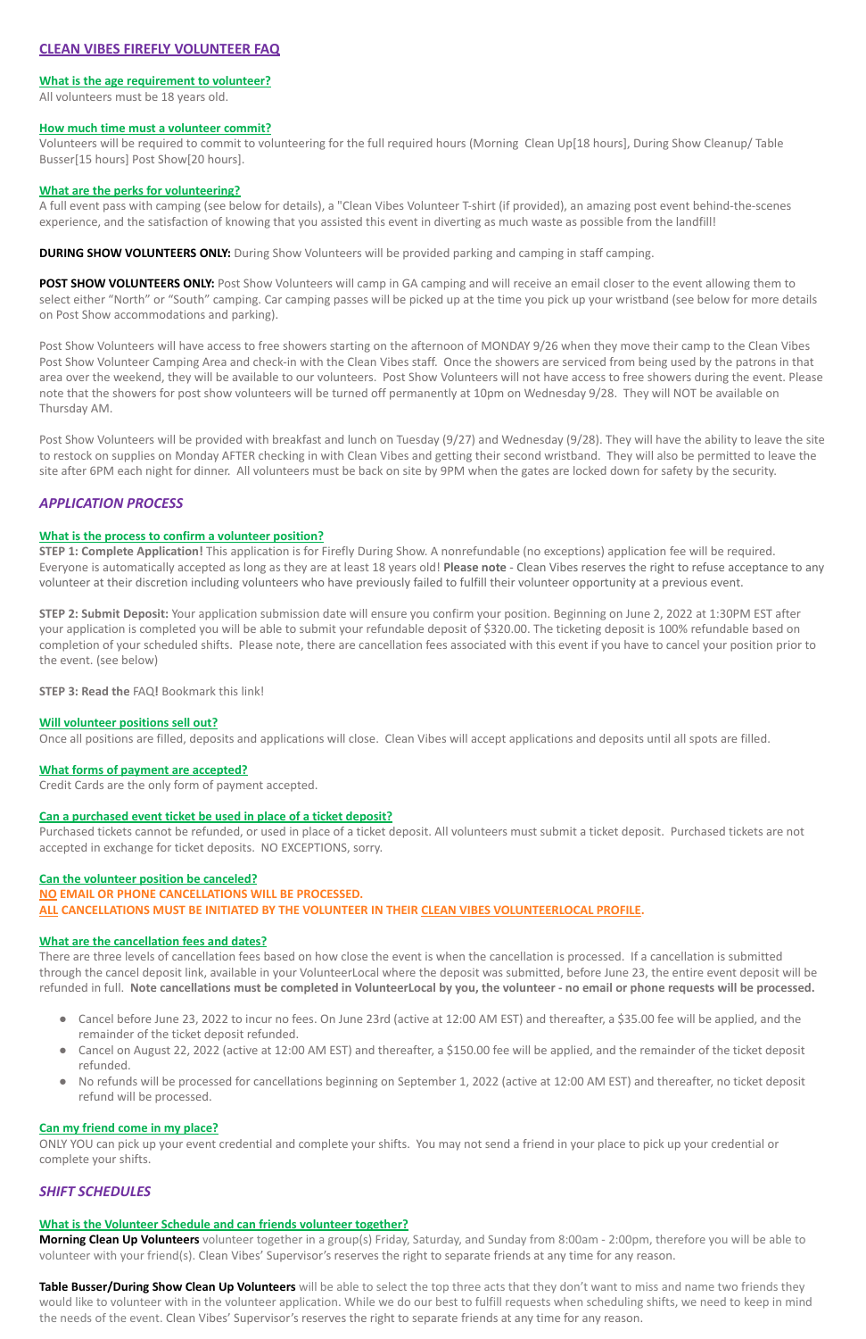# CLEAN VIBES FIREFLY VOLUNTEER FAQ

### What is the age requirement to volunteer?

All volunteers must be 18 years old.

### How much time must a volunteer commit?

Volunteers will be required to commit to volunteering for the full required hours (Morning Clean Up[18 hours], During Show Cleanup/ Table Busser[15 hours] Post Show[20 hours].

### What are the perks for volunteering?

A full event pass with camping (see below for details), a "Clean Vibes Volunteer T-shirt (if provided), an amazing post event behind-the-scenes experience, and the satisfaction of knowing that you assisted this event in diverting as much waste as possible from the landfill!

**DURING SHOW VOLUNTEERS ONLY:** During Show Volunteers will be provided parking and camping in staff camping.

**POST SHOW VOLUNTEERS ONLY:** Post Show Volunteers will camp in GA camping and will receive an email closer to the event allowing them to select either "North" or "South" camping. Car camping passes will be picked up at the time you pick up your wristband (see below for more details on Post Show accommodations and parking).

Post Show Volunteers will have access to free showers starting on the afternoon of MONDAY 9/26 when they move their camp to the Clean Vibes Post Show Volunteer Camping Area and check-in with the Clean Vibes staff. Once the showers are serviced from being used by the patrons in that area over the weekend, they will be available to our volunteers. Post Show Volunteers will not have access to free showers during the event. Please note that the showers for post show volunteers will be turned off permanently at 10pm on Wednesday 9/28. They will NOT be available on Thursday AM.

Post Show Volunteers will be provided with breakfast and lunch on Tuesday (9/27) and Wednesday (9/28). They will have the ability to leave the site to restock on supplies on Monday AFTER checking in with Clean Vibes and getting their second wristband. They will also be permitted to leave the site after 6PM each night for dinner. All volunteers must be back on site by 9PM when the gates are locked down for safety by the security.

## *APPLICATION PROCESS*

### What is the process to confirm a volunteer position?

**STEP 1: Complete Application!** This application is for Firefly During Show. A nonrefundable (no exceptions) application fee will be required. Everyone is automatically accepted as long as they are at least 18 years old! **Please note** - Clean Vibes reserves the right to refuse acceptance to any volunteer at their discretion including volunteers who have previously failed to fulfill their volunteer opportunity at a previous event.

**STEP 2: Submit Deposit:** Your application submission date will ensure you confirm your position. Beginning on June 2, 2022 at 1:30PM EST after your application is completed you will be able to submit your refundable deposit of $320.00. The ticketing deposit is 100% refundable based on completion of your scheduled shifts. Please note, there are cancellation fees associated with this event if you have to cancel your position prior to the event. (see below)

**STEP 3: Read the** FAQ**!** Bookmark this link!

### Will volunteer positions sell out?

Once all positions are filled, deposits and applications will close. Clean Vibes will accept applications and deposits until all spots are filled.

### What forms of payment are accepted?

Credit Cards are the only form of payment accepted.

### Can a purchased event ticket be used in place of a ticket deposit?

Purchased tickets cannot be refunded, or used in place of a ticket deposit. All volunteers must submit a ticket deposit. Purchased tickets are not accepted in exchange for ticket deposits. NO EXCEPTIONS, sorry.

### Can the volunteer position be canceled?

**NO EMAIL OR PHONE CANCELLATIONS WILL BE PROCESSED.**
**ALL CANCELLATIONS MUST BE INITIATED BY THE VOLUNTEER IN THEIR CLEAN VIBES VOLUNTEERLOCAL PROFILE.**

### What are the cancellation fees and dates?

There are three levels of cancellation fees based on how close the event is when the cancellation is processed. If a cancellation is submitted through the cancel deposit link, available in your VolunteerLocal where the deposit was submitted, before June 23, the entire event deposit will be refunded in full. **Note cancellations must be completed in VolunteerLocal by you, the volunteer - no email or phone requests will be processed.**

- Cancel before June 23, 2022 to incur no fees. On June 23rd (active at 12:00 AM EST) and thereafter, a $35.00 fee will be applied, and the remainder of the ticket deposit refunded.
- Cancel on August 22, 2022 (active at 12:00 AM EST) and thereafter, a $150.00 fee will be applied, and the remainder of the ticket deposit refunded.
- No refunds will be processed for cancellations beginning on September 1, 2022 (active at 12:00 AM EST) and thereafter, no ticket deposit refund will be processed.

### Can my friend come in my place?

ONLY YOU can pick up your event credential and complete your shifts. You may not send a friend in your place to pick up your credential or complete your shifts.

## *SHIFT SCHEDULES*

### What is the Volunteer Schedule and can friends volunteer together?

**Morning Clean Up Volunteers** volunteer together in a group(s) Friday, Saturday, and Sunday from 8:00am - 2:00pm, therefore you will be able to volunteer with your friend(s). Clean Vibes' Supervisor's reserves the right to separate friends at any time for any reason.

**Table Busser/During Show Clean Up Volunteers** will be able to select the top three acts that they don't want to miss and name two friends they would like to volunteer with in the volunteer application. While we do our best to fulfill requests when scheduling shifts, we need to keep in mind the needs of the event. Clean Vibes' Supervisor's reserves the right to separate friends at any time for any reason.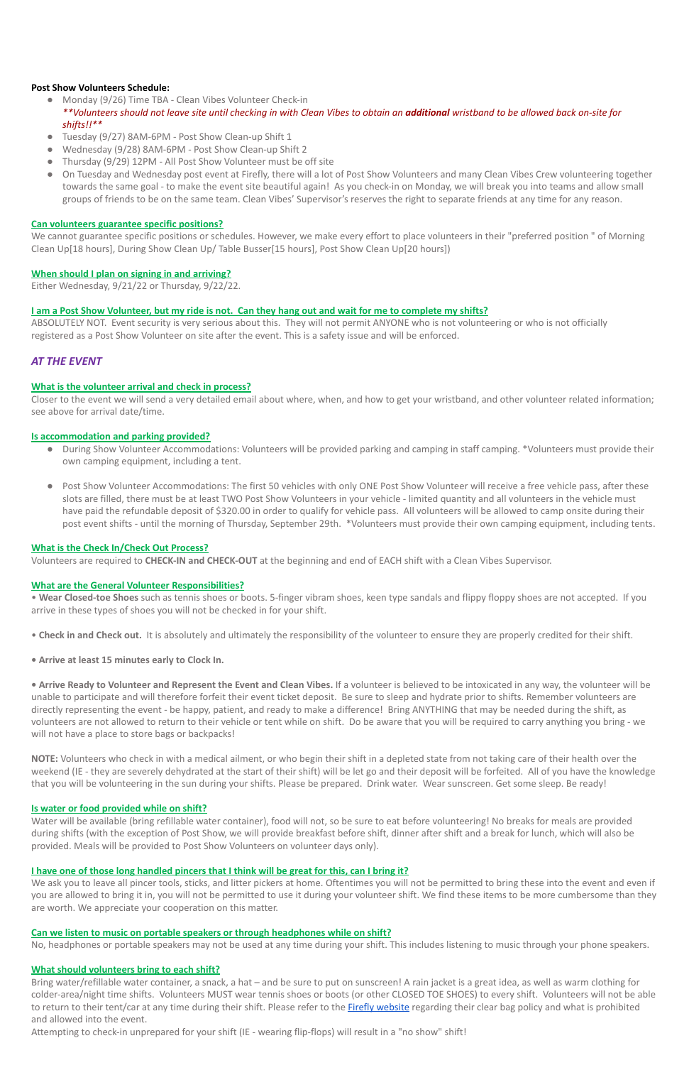**Post Show Volunteers Schedule:**

- Monday (9/26) Time TBA - Clean Vibes Volunteer Check-in
  *\*\*Volunteers should not leave site until checking in with Clean Vibes to obtain an **additional** wristband to be allowed back on-site for shifts!!\*\**
- Tuesday (9/27) 8AM-6PM - Post Show Clean-up Shift 1
- Wednesday (9/28) 8AM-6PM - Post Show Clean-up Shift 2
- Thursday (9/29) 12PM - All Post Show Volunteer must be off site
- On Tuesday and Wednesday post event at Firefly, there will a lot of Post Show Volunteers and many Clean Vibes Crew volunteering together towards the same goal - to make the event site beautiful again! As you check-in on Monday, we will break you into teams and allow small groups of friends to be on the same team. Clean Vibes' Supervisor's reserves the right to separate friends at any time for any reason.

**Can volunteers guarantee specific positions?**

We cannot guarantee specific positions or schedules. However, we make every effort to place volunteers in their "preferred position " of Morning Clean Up[18 hours], During Show Clean Up/ Table Busser[15 hours], Post Show Clean Up[20 hours])

**When should I plan on signing in and arriving?**

Either Wednesday, 9/21/22 or Thursday, 9/22/22.

**I am a Post Show Volunteer, but my ride is not. Can they hang out and wait for me to complete my shifts?**

ABSOLUTELY NOT. Event security is very serious about this. They will not permit ANYONE who is not volunteering or who is not officially registered as a Post Show Volunteer on site after the event. This is a safety issue and will be enforced.

## *AT THE EVENT*

**What is the volunteer arrival and check in process?**

Closer to the event we will send a very detailed email about where, when, and how to get your wristband, and other volunteer related information; see above for arrival date/time.

**Is accommodation and parking provided?**

- During Show Volunteer Accommodations: Volunteers will be provided parking and camping in staff camping. *Volunteers must provide their own camping equipment, including a tent.
- Post Show Volunteer Accommodations: The first 50 vehicles with only ONE Post Show Volunteer will receive a free vehicle pass, after these slots are filled, there must be at least TWO Post Show Volunteers in your vehicle - limited quantity and all volunteers in the vehicle must have paid the refundable deposit of $320.00 in order to qualify for vehicle pass. All volunteers will be allowed to camp onsite during their post event shifts - until the morning of Thursday, September 29th. *Volunteers must provide their own camping equipment, including tents.

**What is the Check In/Check Out Process?**

Volunteers are required to **CHECK-IN and CHECK-OUT** at the beginning and end of EACH shift with a Clean Vibes Supervisor.

**What are the General Volunteer Responsibilities?**

• **Wear Closed-toe Shoes** such as tennis shoes or boots. 5-finger vibram shoes, keen type sandals and flippy floppy shoes are not accepted. If you arrive in these types of shoes you will not be checked in for your shift.

• **Check in and Check out.** It is absolutely and ultimately the responsibility of the volunteer to ensure they are properly credited for their shift.

• **Arrive at least 15 minutes early to Clock In.**

• **Arrive Ready to Volunteer and Represent the Event and Clean Vibes.** If a volunteer is believed to be intoxicated in any way, the volunteer will be unable to participate and will therefore forfeit their event ticket deposit. Be sure to sleep and hydrate prior to shifts. Remember volunteers are directly representing the event - be happy, patient, and ready to make a difference! Bring ANYTHING that may be needed during the shift, as volunteers are not allowed to return to their vehicle or tent while on shift. Do be aware that you will be required to carry anything you bring - we will not have a place to store bags or backpacks!

**NOTE:** Volunteers who check in with a medical ailment, or who begin their shift in a depleted state from not taking care of their health over the weekend (IE - they are severely dehydrated at the start of their shift) will be let go and their deposit will be forfeited. All of you have the knowledge that you will be volunteering in the sun during your shifts. Please be prepared. Drink water. Wear sunscreen. Get some sleep. Be ready!

**Is water or food provided while on shift?**

Water will be available (bring refillable water container), food will not, so be sure to eat before volunteering! No breaks for meals are provided during shifts (with the exception of Post Show, we will provide breakfast before shift, dinner after shift and a break for lunch, which will also be provided. Meals will be provided to Post Show Volunteers on volunteer days only).

**I have one of those long handled pincers that I think will be great for this, can I bring it?**

We ask you to leave all pincer tools, sticks, and litter pickers at home. Oftentimes you will not be permitted to bring these into the event and even if you are allowed to bring it in, you will not be permitted to use it during your volunteer shift. We find these items to be more cumbersome than they are worth. We appreciate your cooperation on this matter.

**Can we listen to music on portable speakers or through headphones while on shift?**

No, headphones or portable speakers may not be used at any time during your shift. This includes listening to music through your phone speakers.

**What should volunteers bring to each shift?**

Bring water/refillable water container, a snack, a hat – and be sure to put on sunscreen! A rain jacket is a great idea, as well as warm clothing for colder-area/night time shifts. Volunteers MUST wear tennis shoes or boots (or other CLOSED TOE SHOES) to every shift. Volunteers will not be able to return to their tent/car at any time during their shift. Please refer to the Firefly website regarding their clear bag policy and what is prohibited and allowed into the event.

Attempting to check-in unprepared for your shift (IE - wearing flip-flops) will result in a "no show" shift!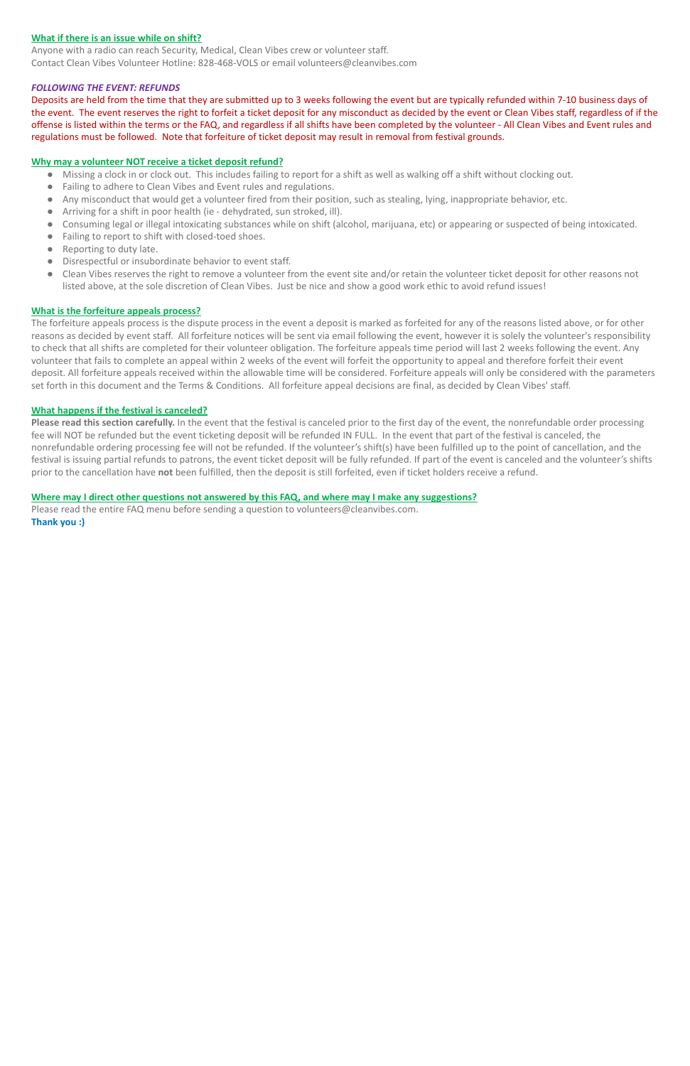### What if there is an issue while on shift?

Anyone with a radio can reach Security, Medical, Clean Vibes crew or volunteer staff.
Contact Clean Vibes Volunteer Hotline: 828-468-VOLS or email volunteers@cleanvibes.com

## *FOLLOWING THE EVENT: REFUNDS*

Deposits are held from the time that they are submitted up to 3 weeks following the event but are typically refunded within 7-10 business days of the event. The event reserves the right to forfeit a ticket deposit for any misconduct as decided by the event or Clean Vibes staff, regardless of if the offense is listed within the terms or the FAQ, and regardless if all shifts have been completed by the volunteer - All Clean Vibes and Event rules and regulations must be followed. Note that forfeiture of ticket deposit may result in removal from festival grounds.

### Why may a volunteer NOT receive a ticket deposit refund?

- Missing a clock in or clock out. This includes failing to report for a shift as well as walking off a shift without clocking out.
- Failing to adhere to Clean Vibes and Event rules and regulations.
- Any misconduct that would get a volunteer fired from their position, such as stealing, lying, inappropriate behavior, etc.
- Arriving for a shift in poor health (ie - dehydrated, sun stroked, ill).
- Consuming legal or illegal intoxicating substances while on shift (alcohol, marijuana, etc) or appearing or suspected of being intoxicated.
- Failing to report to shift with closed-toed shoes.
- Reporting to duty late.
- Disrespectful or insubordinate behavior to event staff.
- Clean Vibes reserves the right to remove a volunteer from the event site and/or retain the volunteer ticket deposit for other reasons not listed above, at the sole discretion of Clean Vibes. Just be nice and show a good work ethic to avoid refund issues!

### What is the forfeiture appeals process?

The forfeiture appeals process is the dispute process in the event a deposit is marked as forfeited for any of the reasons listed above, or for other reasons as decided by event staff. All forfeiture notices will be sent via email following the event, however it is solely the volunteer's responsibility to check that all shifts are completed for their volunteer obligation. The forfeiture appeals time period will last 2 weeks following the event. Any volunteer that fails to complete an appeal within 2 weeks of the event will forfeit the opportunity to appeal and therefore forfeit their event deposit. All forfeiture appeals received within the allowable time will be considered. Forfeiture appeals will only be considered with the parameters set forth in this document and the Terms & Conditions. All forfeiture appeal decisions are final, as decided by Clean Vibes' staff.

### What happens if the festival is canceled?

**Please read this section carefully.** In the event that the festival is canceled prior to the first day of the event, the nonrefundable order processing fee will NOT be refunded but the event ticketing deposit will be refunded IN FULL. In the event that part of the festival is canceled, the nonrefundable ordering processing fee will not be refunded. If the volunteer's shift(s) have been fulfilled up to the point of cancellation, and the festival is issuing partial refunds to patrons, the event ticket deposit will be fully refunded. If part of the event is canceled and the volunteer's shifts prior to the cancellation have **not** been fulfilled, then the deposit is still forfeited, even if ticket holders receive a refund.

### Where may I direct other questions not answered by this FAQ, and where may I make any suggestions?

Please read the entire FAQ menu before sending a question to volunteers@cleanvibes.com.

**Thank you :)**